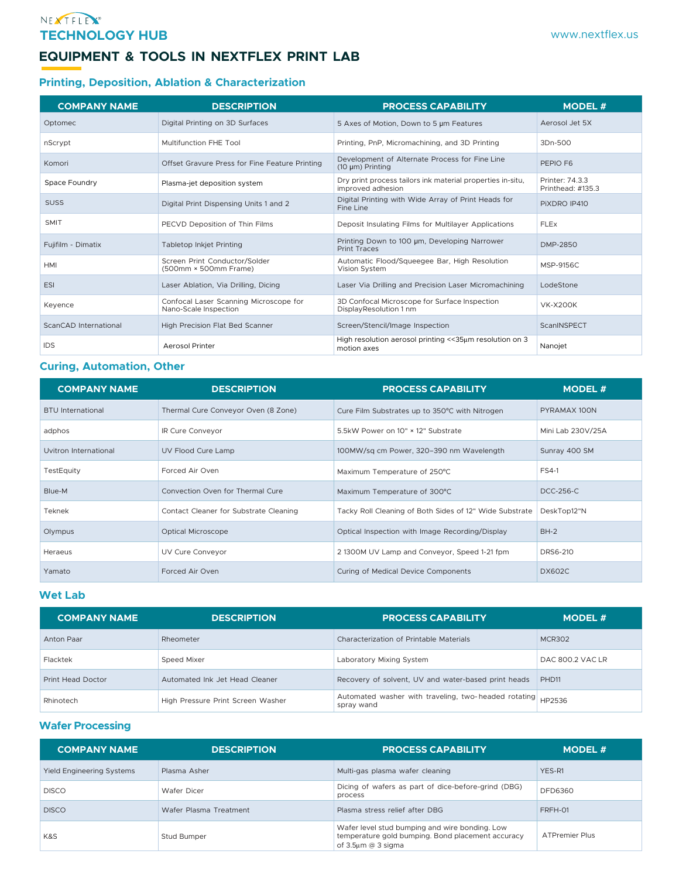NEXTFLEX®

# TECHNOLOGY HUB

www.nextflex.us

## EQUIPMENT & TOOLS IN NEXTFLEX PRINT LAB

### Printing, Deposition, Ablation & Characterization

| COMPANY NAME | DESCRIPTION | PROCESS CAPABILITY | MODEL # |
|---|---|---|---|
| Optomec | Digital Printing on 3D Surfaces | 5 Axes of Motion, Down to 5 µm Features | Aerosol Jet 5X |
| nScrypt | Multifunction FHE Tool | Printing, PnP, Micromachining, and 3D Printing | 3Dn-500 |
| Komori | Offset Gravure Press for Fine Feature Printing | Development of Alternate Process for Fine Line (10 µm) Printing | PEPIO F6 |
| Space Foundry | Plasma-jet deposition system | Dry print process tailors ink material properties in-situ, improved adhesion | Printer: 74.3.3 Printhead: #135.3 |
| SUSS | Digital Print Dispensing Units 1 and 2 | Digital Printing with Wide Array of Print Heads for Fine Line | PiXDRO IP410 |
| SMIT | PECVD Deposition of Thin Films | Deposit Insulating Films for Multilayer Applications | FLEx |
| Fujifilm - Dimatix | Tabletop Inkjet Printing | Printing Down to 100 µm, Developing Narrower Print Traces | DMP-2850 |
| HMI | Screen Print Conductor/Solder (500mm × 500mm Frame) | Automatic Flood/Squeegee Bar, High Resolution Vision System | MSP-9156C |
| ESI | Laser Ablation, Via Drilling, Dicing | Laser Via Drilling and Precision Laser Micromachining | LodeStone |
| Keyence | Confocal Laser Scanning Microscope for Nano-Scale Inspection | 3D Confocal Microscope for Surface Inspection DisplayResolution 1 nm | VK-X200K |
| ScanCAD International | High Precision Flat Bed Scanner | Screen/Stencil/Image Inspection | ScanINSPECT |
| IDS | Aerosol Printer | High resolution aerosol printing <<35µm resolution on 3 motion axes | Nanojet |

### Curing, Automation, Other

| COMPANY NAME | DESCRIPTION | PROCESS CAPABILITY | MODEL # |
|---|---|---|---|
| BTU International | Thermal Cure Conveyor Oven (8 Zone) | Cure Film Substrates up to 350°C with Nitrogen | PYRAMAX 100N |
| adphos | IR Cure Conveyor | 5.5kW Power on 10" × 12" Substrate | Mini Lab 230V/25A |
| Uvitron International | UV Flood Cure Lamp | 100MW/sq cm Power, 320–390 nm Wavelength | Sunray 400 SM |
| TestEquity | Forced Air Oven | Maximum Temperature of 250°C | FS4-1 |
| Blue-M | Convection Oven for Thermal Cure | Maximum Temperature of 300°C | DCC-256-C |
| Teknek | Contact Cleaner for Substrate Cleaning | Tacky Roll Cleaning of Both Sides of 12" Wide Substrate | DeskTop12"N |
| Olympus | Optical Microscope | Optical Inspection with Image Recording/Display | BH-2 |
| Heraeus | UV Cure Conveyor | 2 1300M UV Lamp and Conveyor, Speed 1-21 fpm | DRS6-210 |
| Yamato | Forced Air Oven | Curing of Medical Device Components | DX602C |

### Wet Lab

| COMPANY NAME | DESCRIPTION | PROCESS CAPABILITY | MODEL # |
|---|---|---|---|
| Anton Paar | Rheometer | Characterization of Printable Materials | MCR302 |
| Flacktek | Speed Mixer | Laboratory Mixing System | DAC 800.2 VAC LR |
| Print Head Doctor | Automated Ink Jet Head Cleaner | Recovery of solvent, UV and water-based print heads | PHD11 |
| Rhinotech | High Pressure Print Screen Washer | Automated washer with traveling, two-headed rotating spray wand | HP2536 |

### Wafer Processing

| COMPANY NAME | DESCRIPTION | PROCESS CAPABILITY | MODEL # |
|---|---|---|---|
| Yield Engineering Systems | Plasma Asher | Multi-gas plasma wafer cleaning | YES-R1 |
| DISCO | Wafer Dicer | Dicing of wafers as part of dice-before-grind (DBG) process | DFD6360 |
| DISCO | Wafer Plasma Treatment | Plasma stress relief after DBG | FRFH-01 |
| K&S | Stud Bumper | Wafer level stud bumping and wire bonding. Low temperature gold bumping. Bond placement accuracy of 3.5µm @ 3 sigma | ATPremier Plus |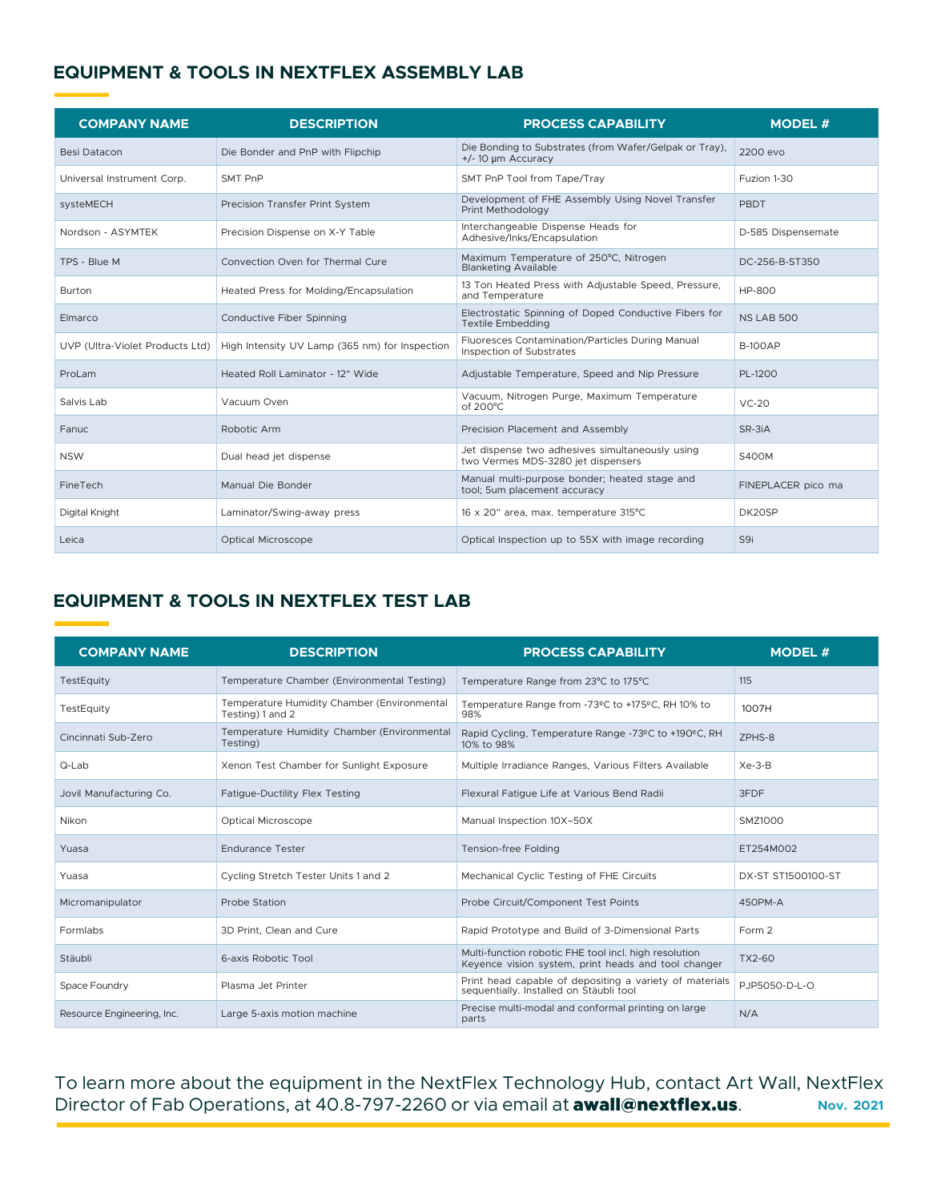## EQUIPMENT & TOOLS IN NEXTFLEX ASSEMBLY LAB

| COMPANY NAME | DESCRIPTION | PROCESS CAPABILITY | MODEL # |
|---|---|---|---|
| Besi Datacon | Die Bonder and PnP with Flipchip | Die Bonding to Substrates (from Wafer/Gelpak or Tray), +/- 10 µm Accuracy | 2200 evo |
| Universal Instrument Corp. | SMT PnP | SMT PnP Tool from Tape/Tray | Fuzion 1-30 |
| systeMECH | Precision Transfer Print System | Development of FHE Assembly Using Novel Transfer Print Methodology | PBDT |
| Nordson - ASYMTEK | Precision Dispense on X-Y Table | Interchangeable Dispense Heads for Adhesive/Inks/Encapsulation | D-585 Dispensemate |
| TPS - Blue M | Convection Oven for Thermal Cure | Maximum Temperature of 250°C, Nitrogen Blanketing Available | DC-256-B-ST350 |
| Burton | Heated Press for Molding/Encapsulation | 13 Ton Heated Press with Adjustable Speed, Pressure, and Temperature | HP-800 |
| Elmarco | Conductive Fiber Spinning | Electrostatic Spinning of Doped Conductive Fibers for Textile Embedding | NS LAB 500 |
| UVP (Ultra-Violet Products Ltd) | High Intensity UV Lamp (365 nm) for Inspection | Fluoresces Contamination/Particles During Manual Inspection of Substrates | B-100AP |
| ProLam | Heated Roll Laminator - 12" Wide | Adjustable Temperature, Speed and Nip Pressure | PL-1200 |
| Salvis Lab | Vacuum Oven | Vacuum, Nitrogen Purge, Maximum Temperature of 200°C | VC-20 |
| Fanuc | Robotic Arm | Precision Placement and Assembly | SR-3iA |
| NSW | Dual head jet dispense | Jet dispense two adhesives simultaneously using two Vermes MDS-3280 jet dispensers | S400M |
| FineTech | Manual Die Bonder | Manual multi-purpose bonder; heated stage and tool; 5um placement accuracy | FINEPLACER pico ma |
| Digital Knight | Laminator/Swing-away press | 16 x 20" area, max. temperature 315°C | DK20SP |
| Leica | Optical Microscope | Optical Inspection up to 55X with image recording | S9i |

## EQUIPMENT & TOOLS IN NEXTFLEX TEST LAB

| COMPANY NAME | DESCRIPTION | PROCESS CAPABILITY | MODEL # |
|---|---|---|---|
| TestEquity | Temperature Chamber (Environmental Testing) | Temperature Range from 23°C to 175°C | 115 |
| TestEquity | Temperature Humidity Chamber (Environmental Testing) 1 and 2 | Temperature Range from -73ºC to +175ºC, RH 10% to 98% | 1007H |
| Cincinnati Sub-Zero | Temperature Humidity Chamber (Environmental Testing) | Rapid Cycling, Temperature Range -73ºC to +190ºC, RH 10% to 98% | ZPHS-8 |
| Q-Lab | Xenon Test Chamber for Sunlight Exposure | Multiple Irradiance Ranges, Various Filters Available | Xe-3-B |
| Jovil Manufacturing Co. | Fatigue-Ductility Flex Testing | Flexural Fatigue Life at Various Bend Radii | 3FDF |
| Nikon | Optical Microscope | Manual Inspection 10X–50X | SMZ1000 |
| Yuasa | Endurance Tester | Tension-free Folding | ET254M002 |
| Yuasa | Cycling Stretch Tester Units 1 and 2 | Mechanical Cyclic Testing of FHE Circuits | DX-ST ST1500100-ST |
| Micromanipulator | Probe Station | Probe Circuit/Component Test Points | 450PM-A |
| Formlabs | 3D Print, Clean and Cure | Rapid Prototype and Build of 3-Dimensional Parts | Form 2 |
| Stäubli | 6-axis Robotic Tool | Multi-function robotic FHE tool incl. high resolution Keyence vision system, print heads and tool changer | TX2-60 |
| Space Foundry | Plasma Jet Printer | Print head capable of depositing a variety of materials sequentially. Installed on Stäubli tool | PJP5050-D-L-O |
| Resource Engineering, Inc. | Large 5-axis motion machine | Precise multi-modal and conformal printing on large parts | N/A |

To learn more about the equipment in the NextFlex Technology Hub, contact Art Wall, NextFlex Director of Fab Operations, at 40.8-797-2260 or via email at **awall@nextflex.us**.

**Nov. 2021**